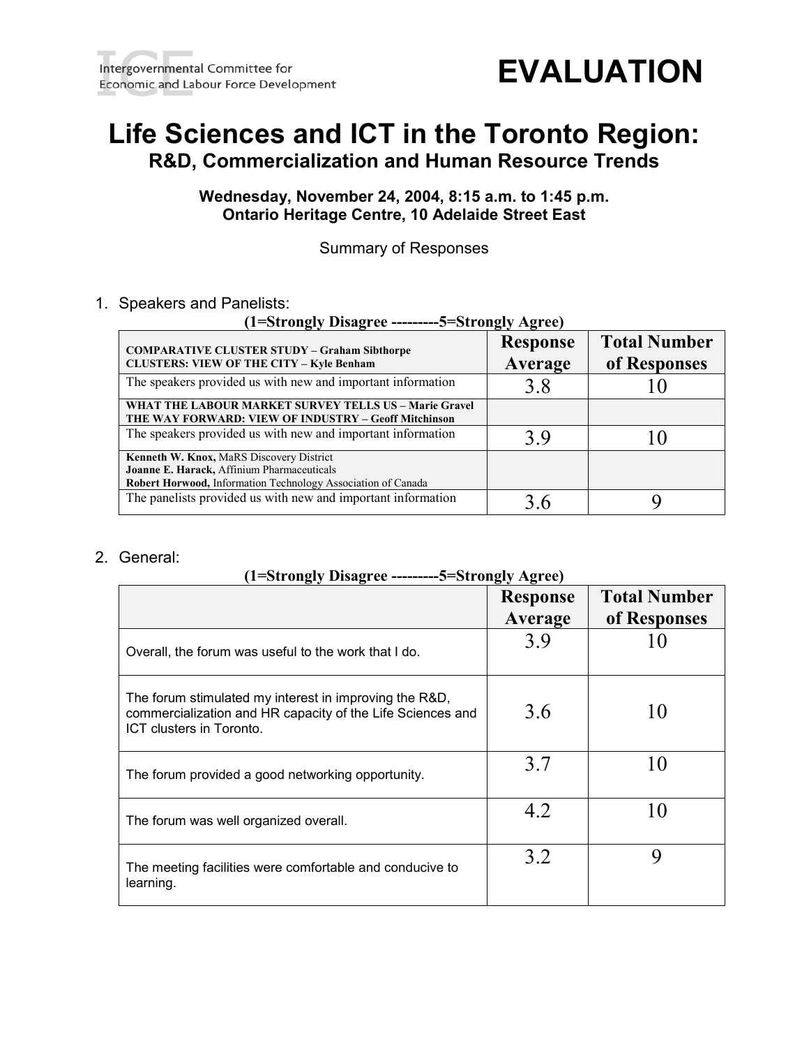Intergovernmental Committee for Economic and Labour Force Development

# EVALUATION

# Life Sciences and ICT in the Toronto Region:
## R&D, Commercialization and Human Resource Trends

**Wednesday, November 24, 2004, 8:15 a.m. to 1:45 p.m.**
**Ontario Heritage Centre, 10 Adelaide Street East**

Summary of Responses

1. Speakers and Panelists:

**(1=Strongly Disagree ---------5=Strongly Agree)**

| **COMPARATIVE CLUSTER STUDY – Graham Sibthorpe**<br>**CLUSTERS: VIEW OF THE CITY – Kyle Benham** | **Response Average** | **Total Number of Responses** |
|---|---|---|
| The speakers provided us with new and important information | 3.8 | 10 |
| **WHAT THE LABOUR MARKET SURVEY TELLS US – Marie Gravel**<br>**THE WAY FORWARD: VIEW OF INDUSTRY – Geoff Mitchinson** | | |
| The speakers provided us with new and important information | 3.9 | 10 |
| **Kenneth W. Knox,** MaRS Discovery District<br>**Joanne E. Harack,** Affinium Pharmaceuticals<br>**Robert Horwood,** Information Technology Association of Canada | | |
| The panelists provided us with new and important information | 3.6 | 9 |

2. General:

**(1=Strongly Disagree ---------5=Strongly Agree)**

| | **Response Average** | **Total Number of Responses** |
|---|---|---|
| Overall, the forum was useful to the work that I do. | 3.9 | 10 |
| The forum stimulated my interest in improving the R&D, commercialization and HR capacity of the Life Sciences and ICT clusters in Toronto. | 3.6 | 10 |
| The forum provided a good networking opportunity. | 3.7 | 10 |
| The forum was well organized overall. | 4.2 | 10 |
| The meeting facilities were comfortable and conducive to learning. | 3.2 | 9 |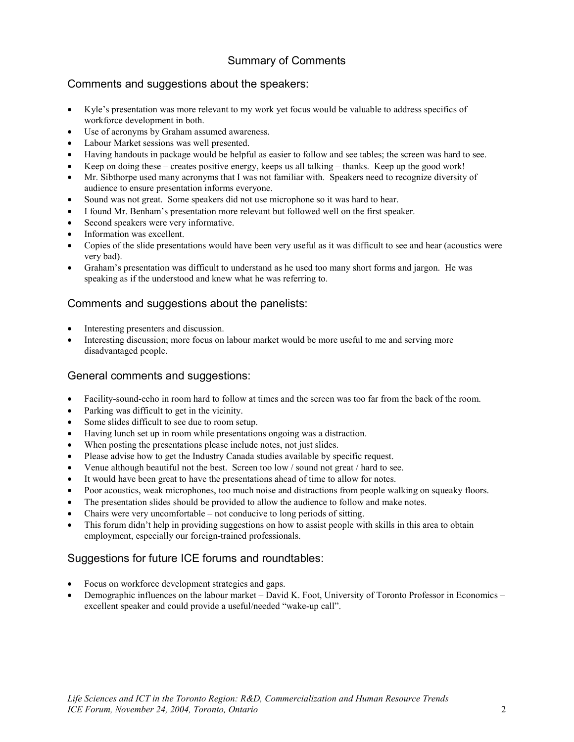## Summary of Comments

### Comments and suggestions about the speakers:

- Kyle's presentation was more relevant to my work yet focus would be valuable to address specifics of workforce development in both.
- Use of acronyms by Graham assumed awareness.
- Labour Market sessions was well presented.
- Having handouts in package would be helpful as easier to follow and see tables; the screen was hard to see.
- Keep on doing these – creates positive energy, keeps us all talking – thanks. Keep up the good work!
- Mr. Sibthorpe used many acronyms that I was not familiar with. Speakers need to recognize diversity of audience to ensure presentation informs everyone.
- Sound was not great. Some speakers did not use microphone so it was hard to hear.
- I found Mr. Benham's presentation more relevant but followed well on the first speaker.
- Second speakers were very informative.
- Information was excellent.
- Copies of the slide presentations would have been very useful as it was difficult to see and hear (acoustics were very bad).
- Graham's presentation was difficult to understand as he used too many short forms and jargon. He was speaking as if the understood and knew what he was referring to.

### Comments and suggestions about the panelists:

- Interesting presenters and discussion.
- Interesting discussion; more focus on labour market would be more useful to me and serving more disadvantaged people.

### General comments and suggestions:

- Facility-sound-echo in room hard to follow at times and the screen was too far from the back of the room.
- Parking was difficult to get in the vicinity.
- Some slides difficult to see due to room setup.
- Having lunch set up in room while presentations ongoing was a distraction.
- When posting the presentations please include notes, not just slides.
- Please advise how to get the Industry Canada studies available by specific request.
- Venue although beautiful not the best. Screen too low / sound not great / hard to see.
- It would have been great to have the presentations ahead of time to allow for notes.
- Poor acoustics, weak microphones, too much noise and distractions from people walking on squeaky floors.
- The presentation slides should be provided to allow the audience to follow and make notes.
- Chairs were very uncomfortable – not conducive to long periods of sitting.
- This forum didn't help in providing suggestions on how to assist people with skills in this area to obtain employment, especially our foreign-trained professionals.

### Suggestions for future ICE forums and roundtables:

- Focus on workforce development strategies and gaps.
- Demographic influences on the labour market – David K. Foot, University of Toronto Professor in Economics – excellent speaker and could provide a useful/needed "wake-up call".